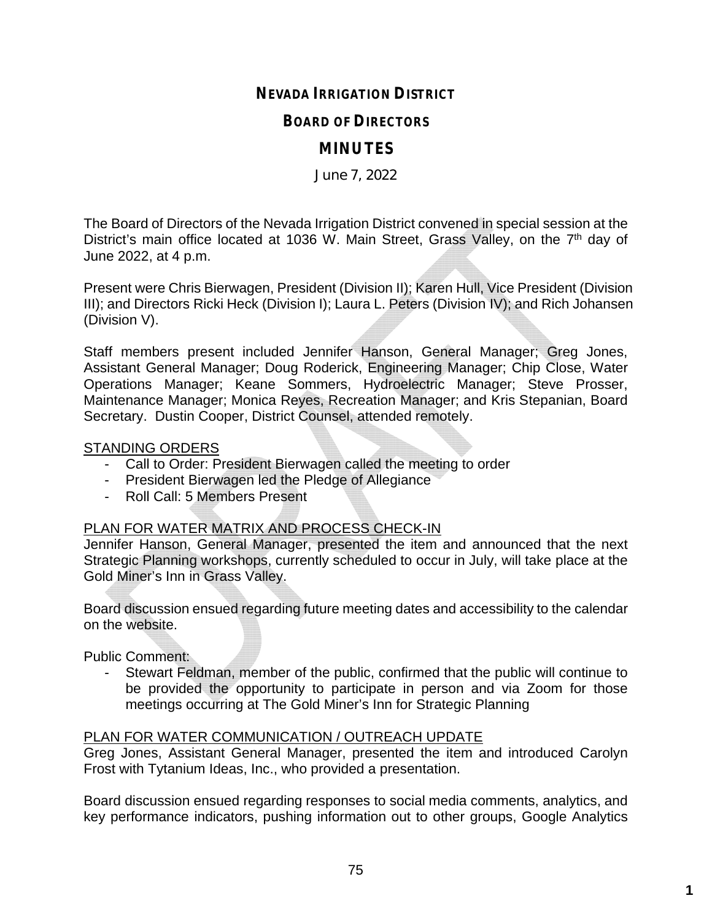# NEVADA IRRIGATION DISTRICT

## BOARD OF DIRECTORS

## MINUTES

June 7, 2022

The Board of Directors of the Nevada Irrigation District convened in special session at the District's main office located at 1036 W. Main Street, Grass Valley, on the 7th day of June 2022, at 4 p.m.

Present were Chris Bierwagen, President (Division II); Karen Hull, Vice President (Division III); and Directors Ricki Heck (Division I); Laura L. Peters (Division IV); and Rich Johansen (Division V).

Staff members present included Jennifer Hanson, General Manager; Greg Jones, Assistant General Manager; Doug Roderick, Engineering Manager; Chip Close, Water Operations Manager; Keane Sommers, Hydroelectric Manager; Steve Prosser, Maintenance Manager; Monica Reyes, Recreation Manager; and Kris Stepanian, Board Secretary. Dustin Cooper, District Counsel, attended remotely.

STANDING ORDERS

- Call to Order: President Bierwagen called the meeting to order
- President Bierwagen led the Pledge of Allegiance
- Roll Call: 5 Members Present

PLAN FOR WATER MATRIX AND PROCESS CHECK-IN

Jennifer Hanson, General Manager, presented the item and announced that the next Strategic Planning workshops, currently scheduled to occur in July, will take place at the Gold Miner's Inn in Grass Valley.

Board discussion ensued regarding future meeting dates and accessibility to the calendar on the website.

Public Comment:

- Stewart Feldman, member of the public, confirmed that the public will continue to be provided the opportunity to participate in person and via Zoom for those meetings occurring at The Gold Miner's Inn for Strategic Planning

PLAN FOR WATER COMMUNICATION / OUTREACH UPDATE

Greg Jones, Assistant General Manager, presented the item and introduced Carolyn Frost with Tytanium Ideas, Inc., who provided a presentation.

Board discussion ensued regarding responses to social media comments, analytics, and key performance indicators, pushing information out to other groups, Google Analytics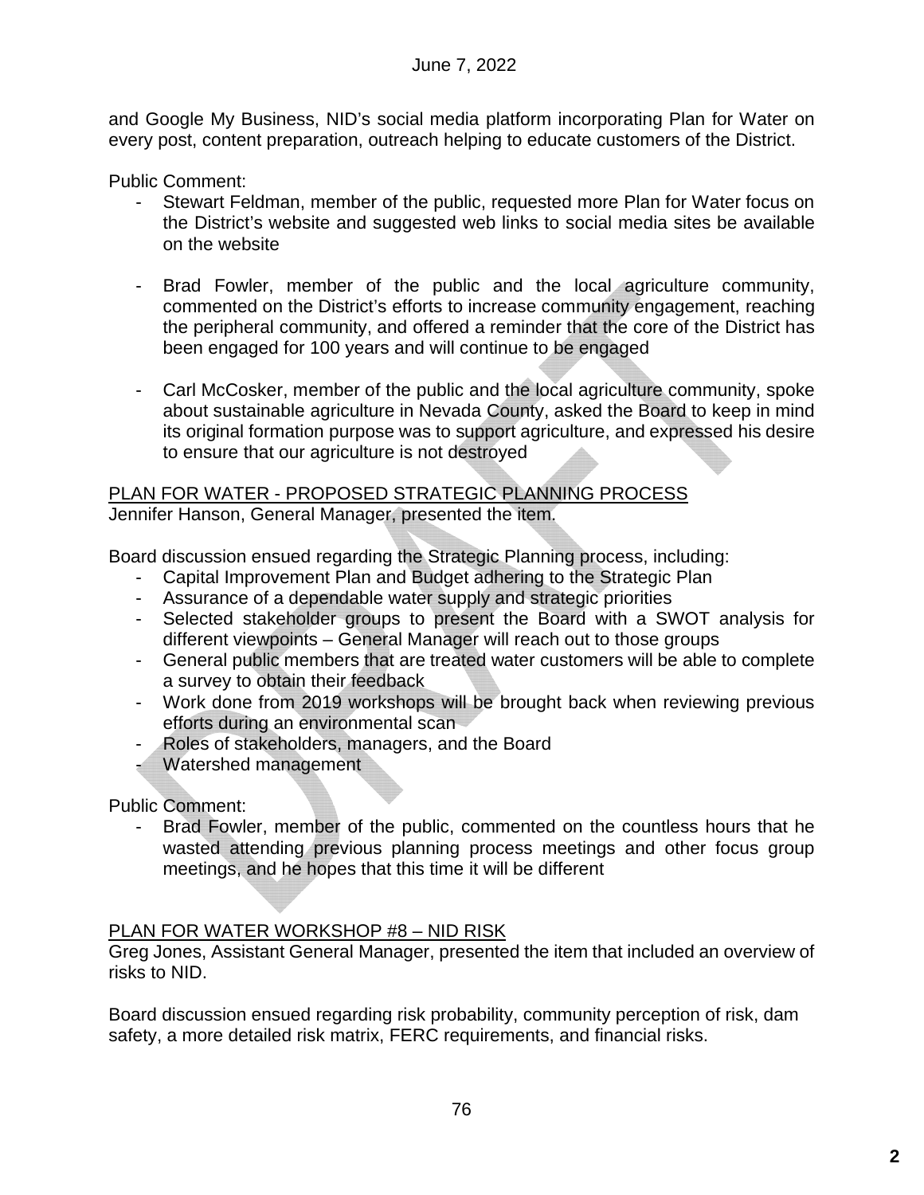and Google My Business, NID's social media platform incorporating Plan for Water on every post, content preparation, outreach helping to educate customers of the District.

Public Comment:

- Stewart Feldman, member of the public, requested more Plan for Water focus on the District's website and suggested web links to social media sites be available on the website

- Brad Fowler, member of the public and the local agriculture community, commented on the District's efforts to increase community engagement, reaching the peripheral community, and offered a reminder that the core of the District has been engaged for 100 years and will continue to be engaged

- Carl McCosker, member of the public and the local agriculture community, spoke about sustainable agriculture in Nevada County, asked the Board to keep in mind its original formation purpose was to support agriculture, and expressed his desire to ensure that our agriculture is not destroyed

PLAN FOR WATER - PROPOSED STRATEGIC PLANNING PROCESS

Jennifer Hanson, General Manager, presented the item.

Board discussion ensued regarding the Strategic Planning process, including:

- Capital Improvement Plan and Budget adhering to the Strategic Plan
- Assurance of a dependable water supply and strategic priorities
- Selected stakeholder groups to present the Board with a SWOT analysis for different viewpoints – General Manager will reach out to those groups
- General public members that are treated water customers will be able to complete a survey to obtain their feedback
- Work done from 2019 workshops will be brought back when reviewing previous efforts during an environmental scan
- Roles of stakeholders, managers, and the Board
- Watershed management

Public Comment:

- Brad Fowler, member of the public, commented on the countless hours that he wasted attending previous planning process meetings and other focus group meetings, and he hopes that this time it will be different

PLAN FOR WATER WORKSHOP #8 – NID RISK

Greg Jones, Assistant General Manager, presented the item that included an overview of risks to NID.

Board discussion ensued regarding risk probability, community perception of risk, dam safety, a more detailed risk matrix, FERC requirements, and financial risks.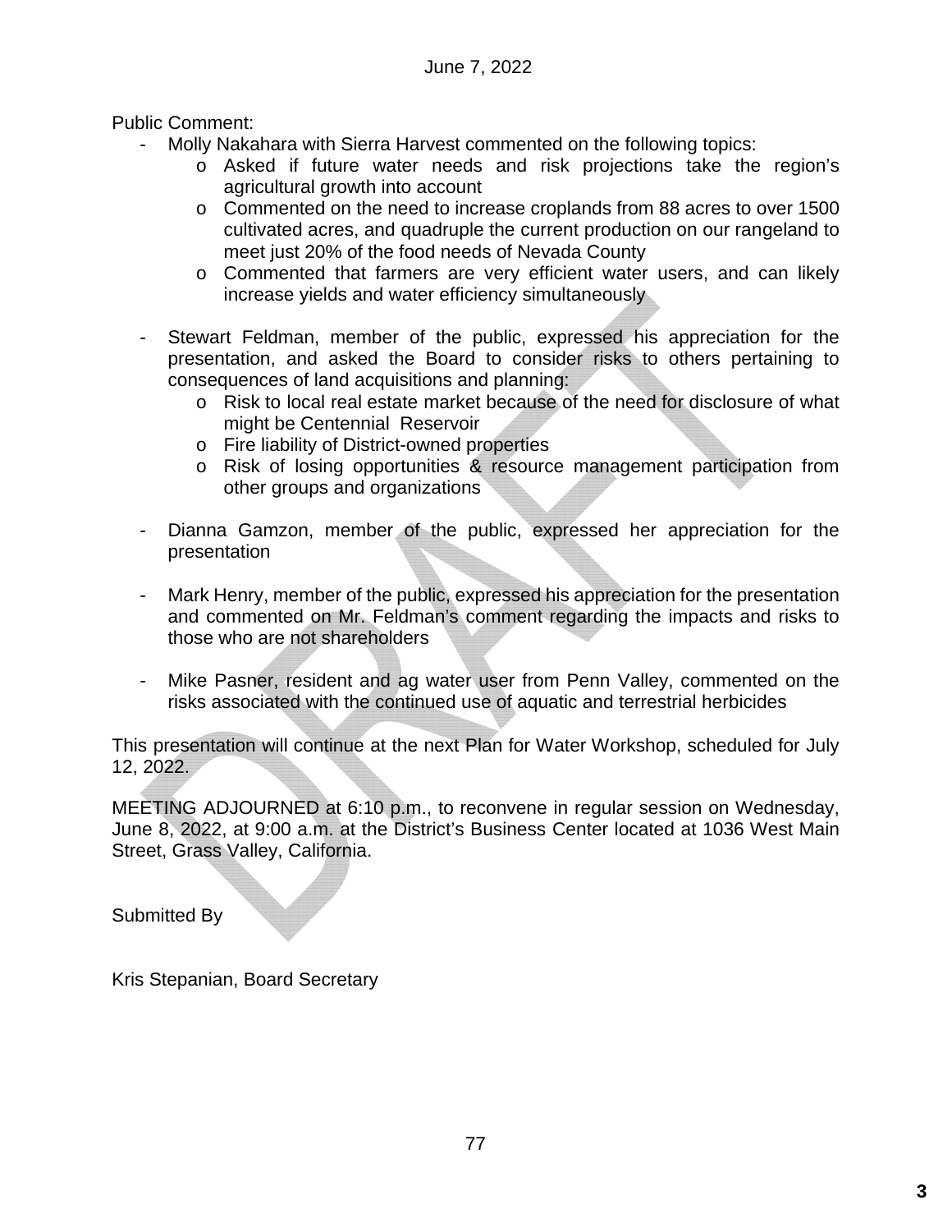Public Comment:

- Molly Nakahara with Sierra Harvest commented on the following topics:
    - Asked if future water needs and risk projections take the region's agricultural growth into account
    - Commented on the need to increase croplands from 88 acres to over 1500 cultivated acres, and quadruple the current production on our rangeland to meet just 20% of the food needs of Nevada County
    - Commented that farmers are very efficient water users, and can likely increase yields and water efficiency simultaneously

- Stewart Feldman, member of the public, expressed his appreciation for the presentation, and asked the Board to consider risks to others pertaining to consequences of land acquisitions and planning:
    - Risk to local real estate market because of the need for disclosure of what might be Centennial Reservoir
    - Fire liability of District-owned properties
    - Risk of losing opportunities & resource management participation from other groups and organizations

- Dianna Gamzon, member of the public, expressed her appreciation for the presentation

- Mark Henry, member of the public, expressed his appreciation for the presentation and commented on Mr. Feldman's comment regarding the impacts and risks to those who are not shareholders

- Mike Pasner, resident and ag water user from Penn Valley, commented on the risks associated with the continued use of aquatic and terrestrial herbicides

This presentation will continue at the next Plan for Water Workshop, scheduled for July 12, 2022.

MEETING ADJOURNED at 6:10 p.m., to reconvene in regular session on Wednesday, June 8, 2022, at 9:00 a.m. at the District's Business Center located at 1036 West Main Street, Grass Valley, California.

Submitted By

Kris Stepanian, Board Secretary